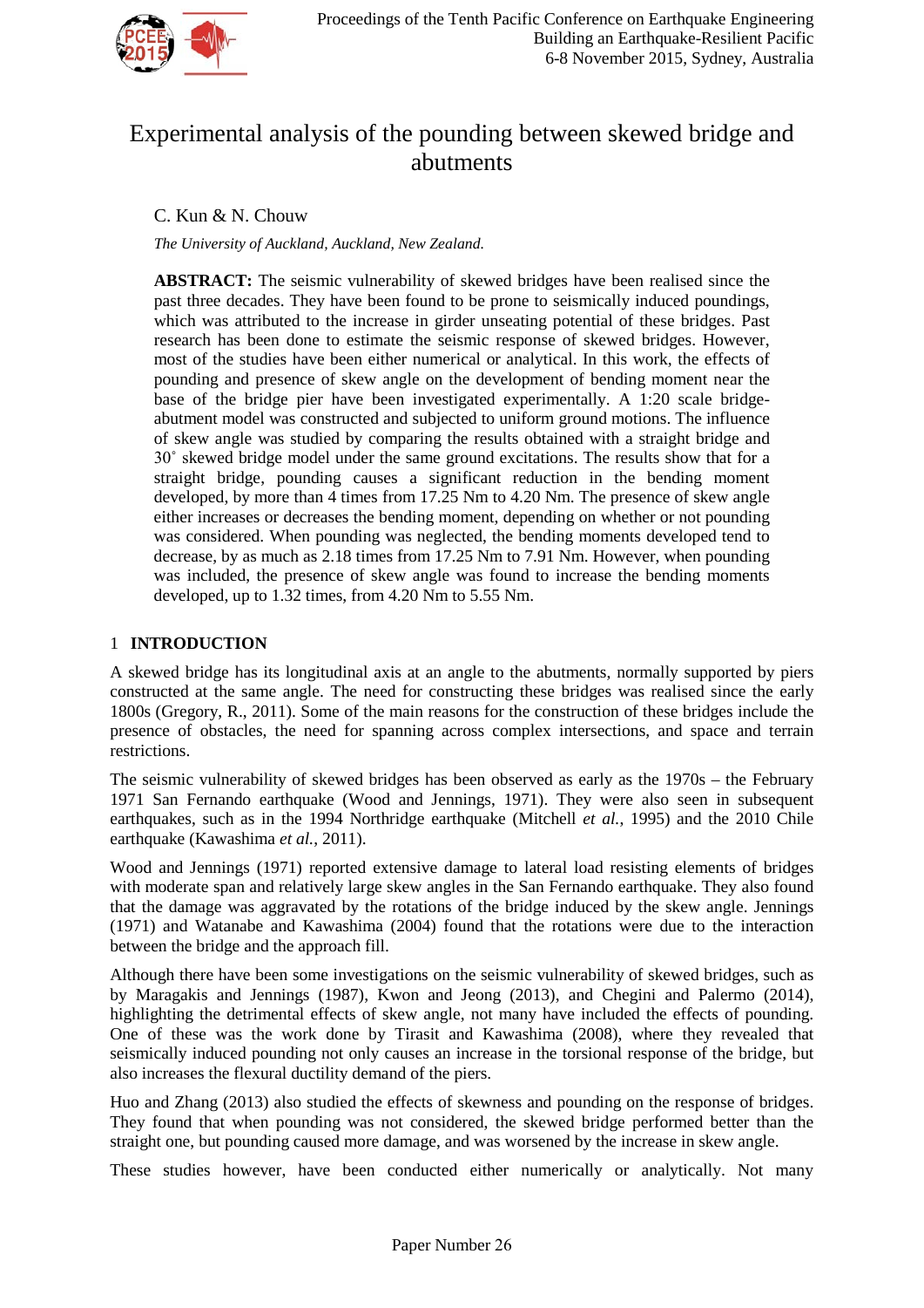# Experimental analysis of the pounding between skewed bridge and abutments

C. Kun & N. Chouw

*The University of Auckland, Auckland, New Zealand.*

**ABSTRACT:** The seismic vulnerability of skewed bridges have been realised since the past three decades. They have been found to be prone to seismically induced poundings, which was attributed to the increase in girder unseating potential of these bridges. Past research has been done to estimate the seismic response of skewed bridges. However, most of the studies have been either numerical or analytical. In this work, the effects of pounding and presence of skew angle on the development of bending moment near the base of the bridge pier have been investigated experimentally. A 1:20 scale bridge-abutment model was constructed and subjected to uniform ground motions. The influence of skew angle was studied by comparing the results obtained with a straight bridge and 30˚ skewed bridge model under the same ground excitations. The results show that for a straight bridge, pounding causes a significant reduction in the bending moment developed, by more than 4 times from 17.25 Nm to 4.20 Nm. The presence of skew angle either increases or decreases the bending moment, depending on whether or not pounding was considered. When pounding was neglected, the bending moments developed tend to decrease, by as much as 2.18 times from 17.25 Nm to 7.91 Nm. However, when pounding was included, the presence of skew angle was found to increase the bending moments developed, up to 1.32 times, from 4.20 Nm to 5.55 Nm.

## 1 INTRODUCTION

A skewed bridge has its longitudinal axis at an angle to the abutments, normally supported by piers constructed at the same angle. The need for constructing these bridges was realised since the early 1800s (Gregory, R., 2011). Some of the main reasons for the construction of these bridges include the presence of obstacles, the need for spanning across complex intersections, and space and terrain restrictions.

The seismic vulnerability of skewed bridges has been observed as early as the 1970s – the February 1971 San Fernando earthquake (Wood and Jennings, 1971). They were also seen in subsequent earthquakes, such as in the 1994 Northridge earthquake (Mitchell *et al.*, 1995) and the 2010 Chile earthquake (Kawashima *et al.*, 2011).

Wood and Jennings (1971) reported extensive damage to lateral load resisting elements of bridges with moderate span and relatively large skew angles in the San Fernando earthquake. They also found that the damage was aggravated by the rotations of the bridge induced by the skew angle. Jennings (1971) and Watanabe and Kawashima (2004) found that the rotations were due to the interaction between the bridge and the approach fill.

Although there have been some investigations on the seismic vulnerability of skewed bridges, such as by Maragakis and Jennings (1987), Kwon and Jeong (2013), and Chegini and Palermo (2014), highlighting the detrimental effects of skew angle, not many have included the effects of pounding. One of these was the work done by Tirasit and Kawashima (2008), where they revealed that seismically induced pounding not only causes an increase in the torsional response of the bridge, but also increases the flexural ductility demand of the piers.

Huo and Zhang (2013) also studied the effects of skewness and pounding on the response of bridges. They found that when pounding was not considered, the skewed bridge performed better than the straight one, but pounding caused more damage, and was worsened by the increase in skew angle.

These studies however, have been conducted either numerically or analytically. Not many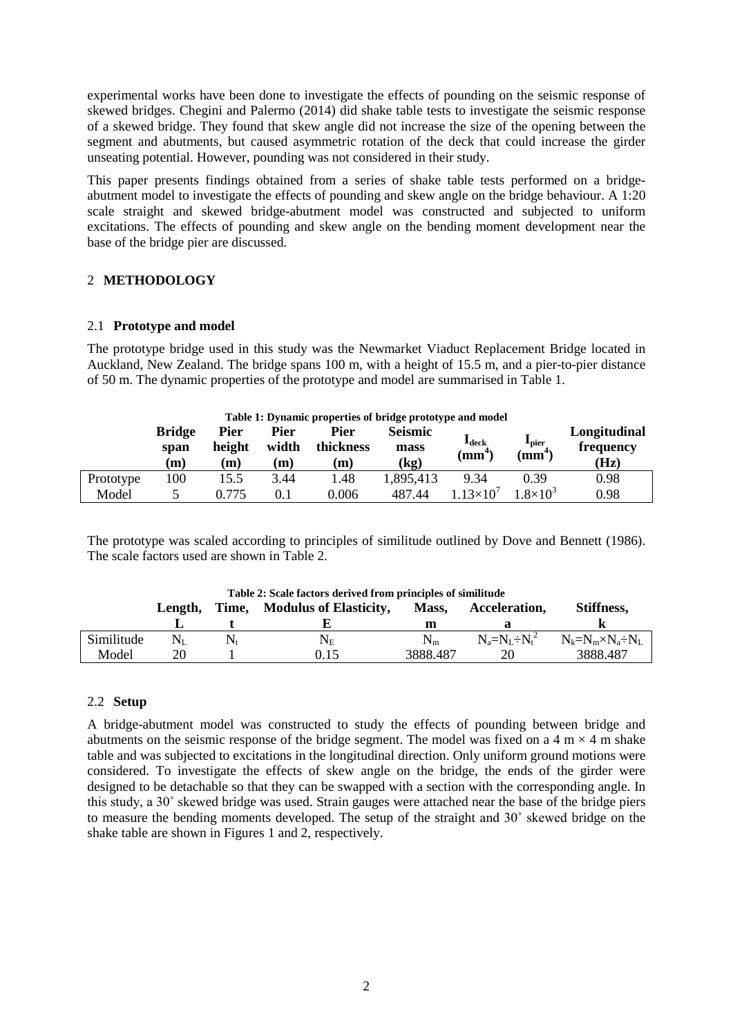experimental works have been done to investigate the effects of pounding on the seismic response of skewed bridges. Chegini and Palermo (2014) did shake table tests to investigate the seismic response of a skewed bridge. They found that skew angle did not increase the size of the opening between the segment and abutments, but caused asymmetric rotation of the deck that could increase the girder unseating potential. However, pounding was not considered in their study.

This paper presents findings obtained from a series of shake table tests performed on a bridge-abutment model to investigate the effects of pounding and skew angle on the bridge behaviour. A 1:20 scale straight and skewed bridge-abutment model was constructed and subjected to uniform excitations. The effects of pounding and skew angle on the bending moment development near the base of the bridge pier are discussed.

## 2 METHODOLOGY

### 2.1 Prototype and model

The prototype bridge used in this study was the Newmarket Viaduct Replacement Bridge located in Auckland, New Zealand. The bridge spans 100 m, with a height of 15.5 m, and a pier-to-pier distance of 50 m. The dynamic properties of the prototype and model are summarised in Table 1.

**Table 1: Dynamic properties of bridge prototype and model**

| | Bridge span (m) | Pier height (m) | Pier width (m) | Pier thickness (m) | Seismic mass (kg) | $I_{deck}$ ($mm^4$) | $I_{pier}$ ($mm^4$) | Longitudinal frequency (Hz) |
|---|---|---|---|---|---|---|---|---|
| Prototype | 100 | 15.5 | 3.44 | 1.48 | 1,895,413 | 9.34 | 0.39 | 0.98 |
| Model | 5 | 0.775 | 0.1 | 0.006 | 487.44 | $1.13\times10^7$ | $1.8\times10^3$ | 0.98 |

The prototype was scaled according to principles of similitude outlined by Dove and Bennett (1986). The scale factors used are shown in Table 2.

**Table 2: Scale factors derived from principles of similitude**

| | Length, L | Time, t | Modulus of Elasticity, E | Mass, m | Acceleration, a | Stiffness, k |
|---|---|---|---|---|---|---|
| Similitude | $N_L$ | $N_t$ | $N_E$ | $N_m$ | $N_a=N_L\div N_t^2$ | $N_k=N_m\times N_a\div N_L$ |
| Model | 20 | 1 | 0.15 | 3888.487 | 20 | 3888.487 |

### 2.2 Setup

A bridge-abutment model was constructed to study the effects of pounding between bridge and abutments on the seismic response of the bridge segment. The model was fixed on a 4 m × 4 m shake table and was subjected to excitations in the longitudinal direction. Only uniform ground motions were considered. To investigate the effects of skew angle on the bridge, the ends of the girder were designed to be detachable so that they can be swapped with a section with the corresponding angle. In this study, a 30˚ skewed bridge was used. Strain gauges were attached near the base of the bridge piers to measure the bending moments developed. The setup of the straight and 30˚ skewed bridge on the shake table are shown in Figures 1 and 2, respectively.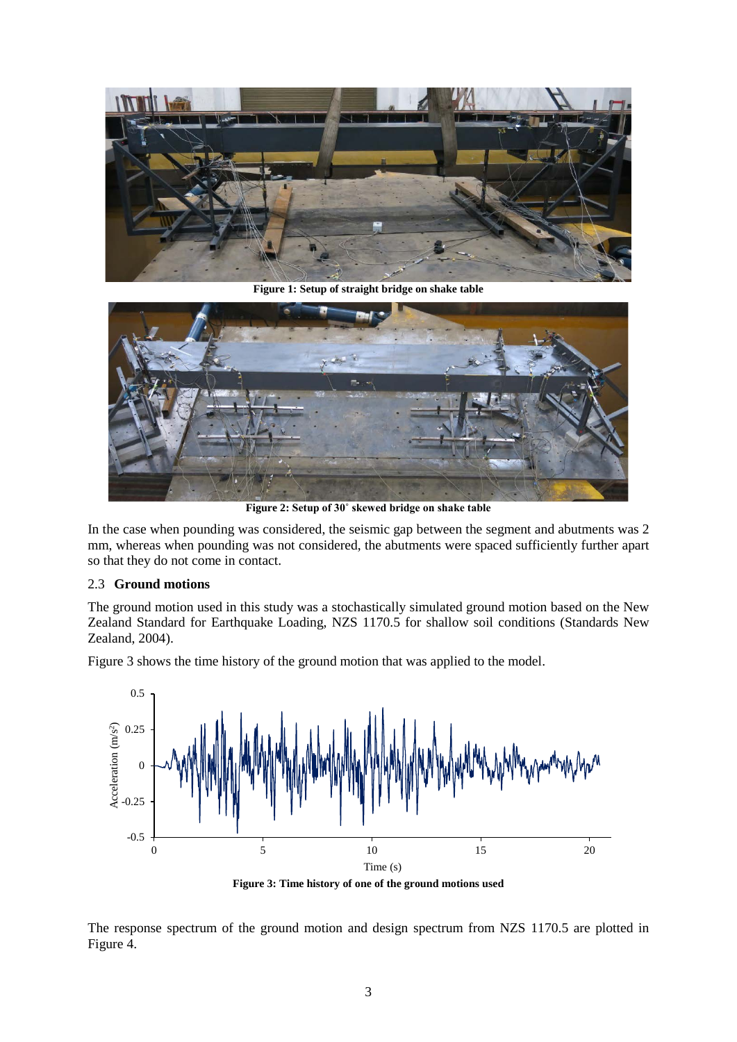Figure 1: Setup of straight bridge on shake table

Figure 2: Setup of 30° skewed bridge on shake table

In the case when pounding was considered, the seismic gap between the segment and abutments was 2 mm, whereas when pounding was not considered, the abutments were spaced sufficiently further apart so that they do not come in contact.

## 2.3 Ground motions

The ground motion used in this study was a stochastically simulated ground motion based on the New Zealand Standard for Earthquake Loading, NZS 1170.5 for shallow soil conditions (Standards New Zealand, 2004).

Figure 3 shows the time history of the ground motion that was applied to the model.

Figure 3: Time history of one of the ground motions used

The response spectrum of the ground motion and design spectrum from NZS 1170.5 are plotted in Figure 4.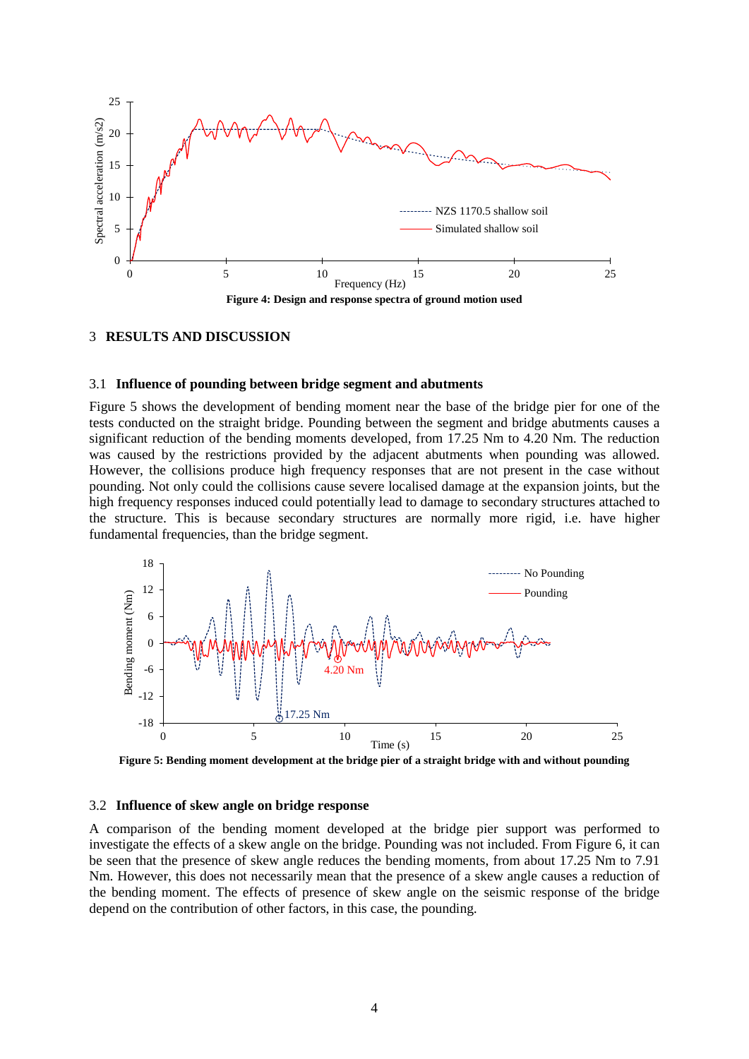**Figure 4: Design and response spectra of ground motion used**

## 3 RESULTS AND DISCUSSION

### 3.1 Influence of pounding between bridge segment and abutments

Figure 5 shows the development of bending moment near the base of the bridge pier for one of the tests conducted on the straight bridge. Pounding between the segment and bridge abutments causes a significant reduction of the bending moments developed, from 17.25 Nm to 4.20 Nm. The reduction was caused by the restrictions provided by the adjacent abutments when pounding was allowed. However, the collisions produce high frequency responses that are not present in the case without pounding. Not only could the collisions cause severe localised damage at the expansion joints, but the high frequency responses induced could potentially lead to damage to secondary structures attached to the structure. This is because secondary structures are normally more rigid, i.e. have higher fundamental frequencies, than the bridge segment.

**Figure 5: Bending moment development at the bridge pier of a straight bridge with and without pounding**

### 3.2 Influence of skew angle on bridge response

A comparison of the bending moment developed at the bridge pier support was performed to investigate the effects of a skew angle on the bridge. Pounding was not included. From Figure 6, it can be seen that the presence of skew angle reduces the bending moments, from about 17.25 Nm to 7.91 Nm. However, this does not necessarily mean that the presence of a skew angle causes a reduction of the bending moment. The effects of presence of skew angle on the seismic response of the bridge depend on the contribution of other factors, in this case, the pounding.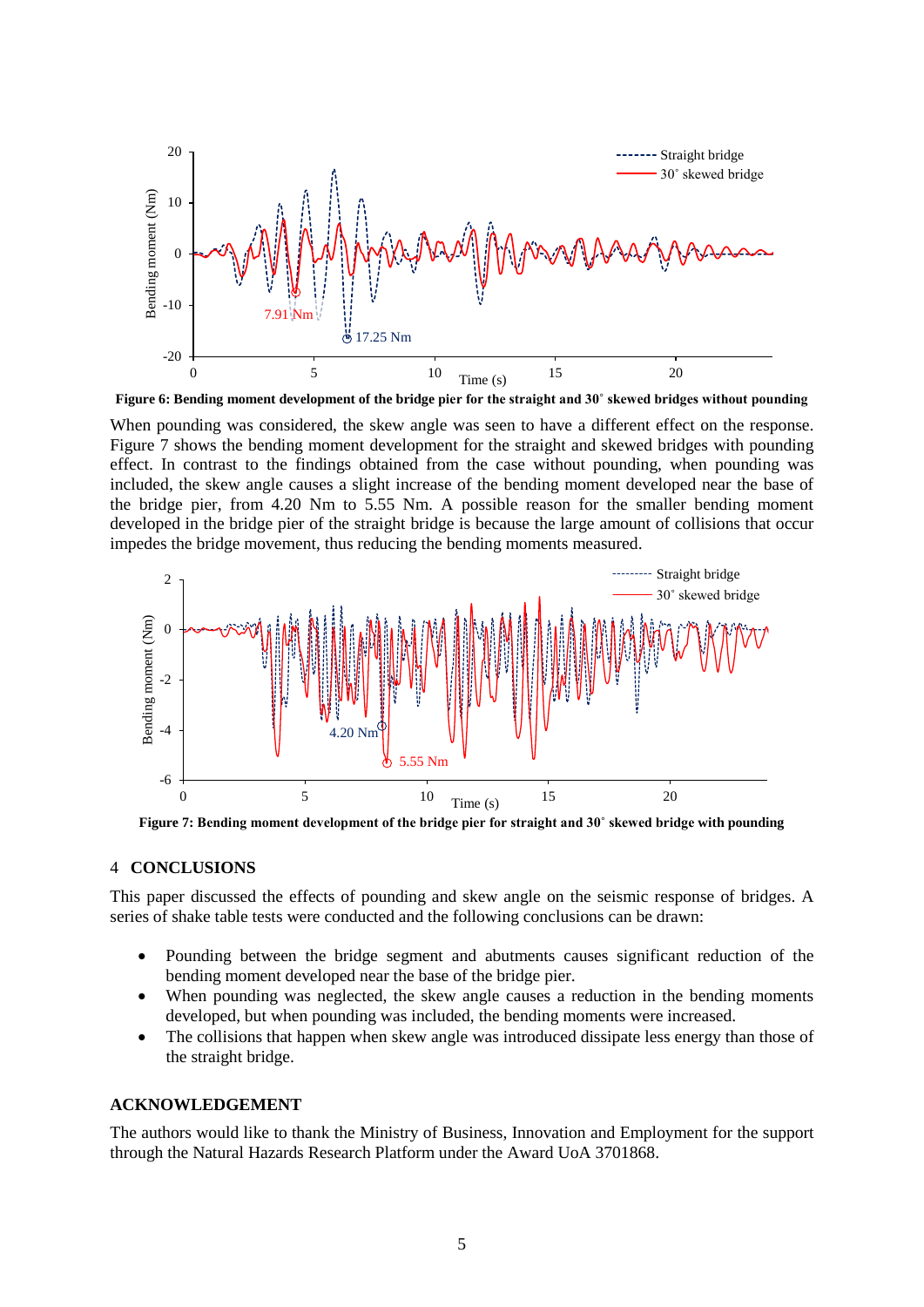Figure 6: Bending moment development of the bridge pier for the straight and 30˚ skewed bridges without pounding

When pounding was considered, the skew angle was seen to have a different effect on the response. Figure 7 shows the bending moment development for the straight and skewed bridges with pounding effect. In contrast to the findings obtained from the case without pounding, when pounding was included, the skew angle causes a slight increase of the bending moment developed near the base of the bridge pier, from 4.20 Nm to 5.55 Nm. A possible reason for the smaller bending moment developed in the bridge pier of the straight bridge is because the large amount of collisions that occur impedes the bridge movement, thus reducing the bending moments measured.

Figure 7: Bending moment development of the bridge pier for straight and 30˚ skewed bridge with pounding

## 4 CONCLUSIONS

This paper discussed the effects of pounding and skew angle on the seismic response of bridges. A series of shake table tests were conducted and the following conclusions can be drawn:

- Pounding between the bridge segment and abutments causes significant reduction of the bending moment developed near the base of the bridge pier.
- When pounding was neglected, the skew angle causes a reduction in the bending moments developed, but when pounding was included, the bending moments were increased.
- The collisions that happen when skew angle was introduced dissipate less energy than those of the straight bridge.

## ACKNOWLEDGEMENT

The authors would like to thank the Ministry of Business, Innovation and Employment for the support through the Natural Hazards Research Platform under the Award UoA 3701868.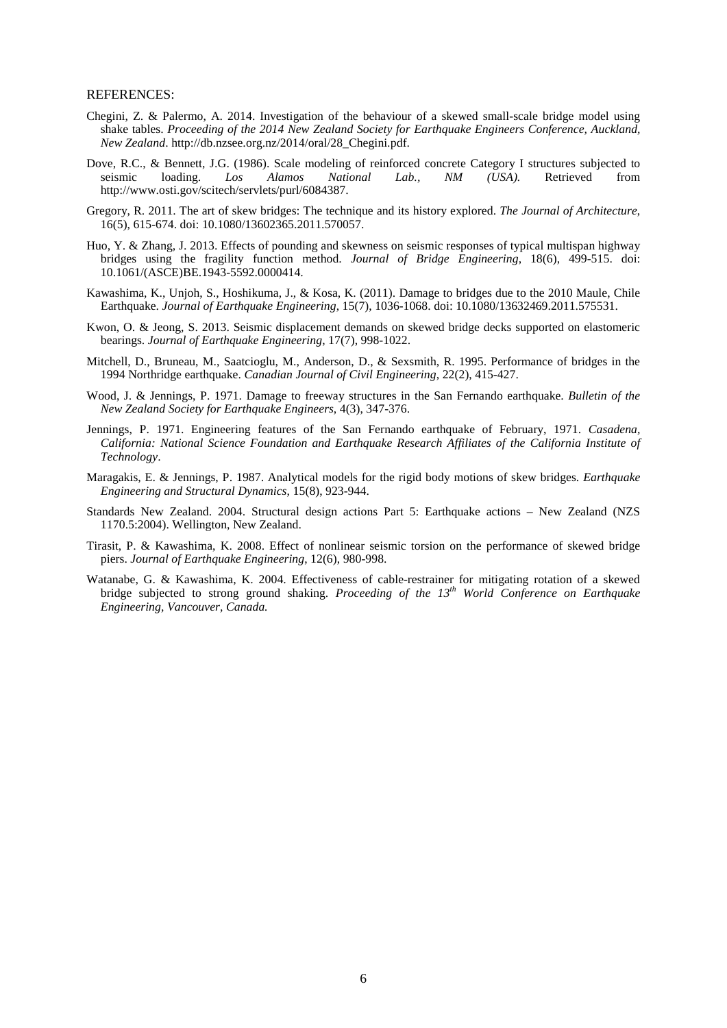REFERENCES:

Chegini, Z. & Palermo, A. 2014. Investigation of the behaviour of a skewed small-scale bridge model using shake tables. *Proceeding of the 2014 New Zealand Society for Earthquake Engineers Conference, Auckland, New Zealand*. http://db.nzsee.org.nz/2014/oral/28_Chegini.pdf.

Dove, R.C., & Bennett, J.G. (1986). Scale modeling of reinforced concrete Category I structures subjected to seismic loading. *Los Alamos National Lab., NM (USA).* Retrieved from http://www.osti.gov/scitech/servlets/purl/6084387.

Gregory, R. 2011. The art of skew bridges: The technique and its history explored. *The Journal of Architecture*, 16(5), 615-674. doi: 10.1080/13602365.2011.570057.

Huo, Y. & Zhang, J. 2013. Effects of pounding and skewness on seismic responses of typical multispan highway bridges using the fragility function method. *Journal of Bridge Engineering*, 18(6), 499-515. doi: 10.1061/(ASCE)BE.1943-5592.0000414.

Kawashima, K., Unjoh, S., Hoshikuma, J., & Kosa, K. (2011). Damage to bridges due to the 2010 Maule, Chile Earthquake. *Journal of Earthquake Engineering,* 15(7), 1036-1068. doi: 10.1080/13632469.2011.575531.

Kwon, O. & Jeong, S. 2013. Seismic displacement demands on skewed bridge decks supported on elastomeric bearings. *Journal of Earthquake Engineering*, 17(7), 998-1022.

Mitchell, D., Bruneau, M., Saatcioglu, M., Anderson, D., & Sexsmith, R. 1995. Performance of bridges in the 1994 Northridge earthquake. *Canadian Journal of Civil Engineering*, 22(2), 415-427.

Wood, J. & Jennings, P. 1971. Damage to freeway structures in the San Fernando earthquake. *Bulletin of the New Zealand Society for Earthquake Engineers*, 4(3), 347-376.

Jennings, P. 1971. Engineering features of the San Fernando earthquake of February, 1971. *Casadena, California: National Science Foundation and Earthquake Research Affiliates of the California Institute of Technology*.

Maragakis, E. & Jennings, P. 1987. Analytical models for the rigid body motions of skew bridges. *Earthquake Engineering and Structural Dynamics*, 15(8), 923-944.

Standards New Zealand. 2004. Structural design actions Part 5: Earthquake actions – New Zealand (NZS 1170.5:2004). Wellington, New Zealand.

Tirasit, P. & Kawashima, K. 2008. Effect of nonlinear seismic torsion on the performance of skewed bridge piers. *Journal of Earthquake Engineering*, 12(6), 980-998.

Watanabe, G. & Kawashima, K. 2004. Effectiveness of cable-restrainer for mitigating rotation of a skewed bridge subjected to strong ground shaking. *Proceeding of the 13th World Conference on Earthquake Engineering, Vancouver, Canada.*